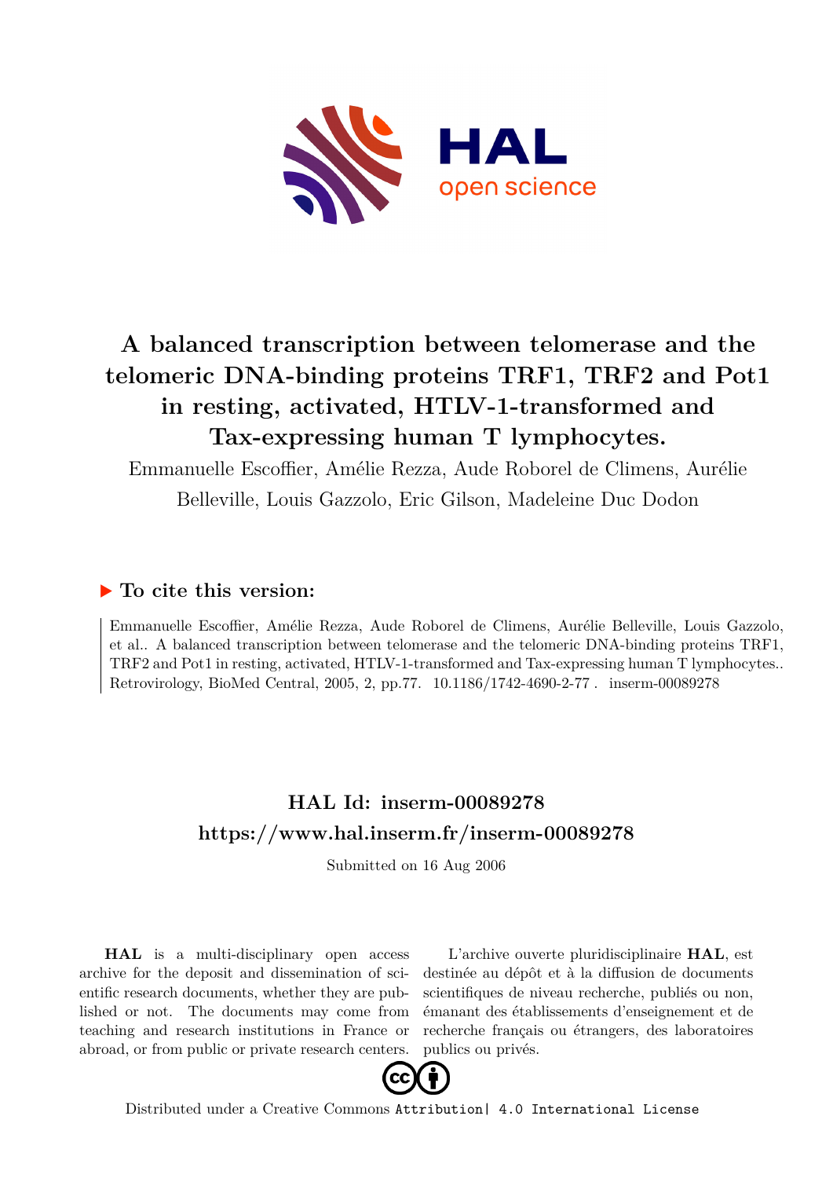# A balanced transcription between telomerase and the telomeric DNA-binding proteins TRF1, TRF2 and Pot1 in resting, activated, HTLV-1-transformed and Tax-expressing human T lymphocytes.

Emmanuelle Escoffier, Amélie Rezza, Aude Roborel de Climens, Aurélie Belleville, Louis Gazzolo, Eric Gilson, Madeleine Duc Dodon

## ▶ To cite this version:

Emmanuelle Escoffier, Amélie Rezza, Aude Roborel de Climens, Aurélie Belleville, Louis Gazzolo, et al.. A balanced transcription between telomerase and the telomeric DNA-binding proteins TRF1, TRF2 and Pot1 in resting, activated, HTLV-1-transformed and Tax-expressing human T lymphocytes.. Retrovirology, BioMed Central, 2005, 2, pp.77. 10.1186/1742-4690-2-77 . inserm-00089278

## HAL Id: inserm-00089278
## https://www.hal.inserm.fr/inserm-00089278

Submitted on 16 Aug 2006

**HAL** is a multi-disciplinary open access archive for the deposit and dissemination of scientific research documents, whether they are published or not. The documents may come from teaching and research institutions in France or abroad, or from public or private research centers.

L'archive ouverte pluridisciplinaire **HAL**, est destinée au dépôt et à la diffusion de documents scientifiques de niveau recherche, publiés ou non, émanant des établissements d'enseignement et de recherche français ou étrangers, des laboratoires publics ou privés.

Distributed under a Creative Commons Attribution| 4.0 International License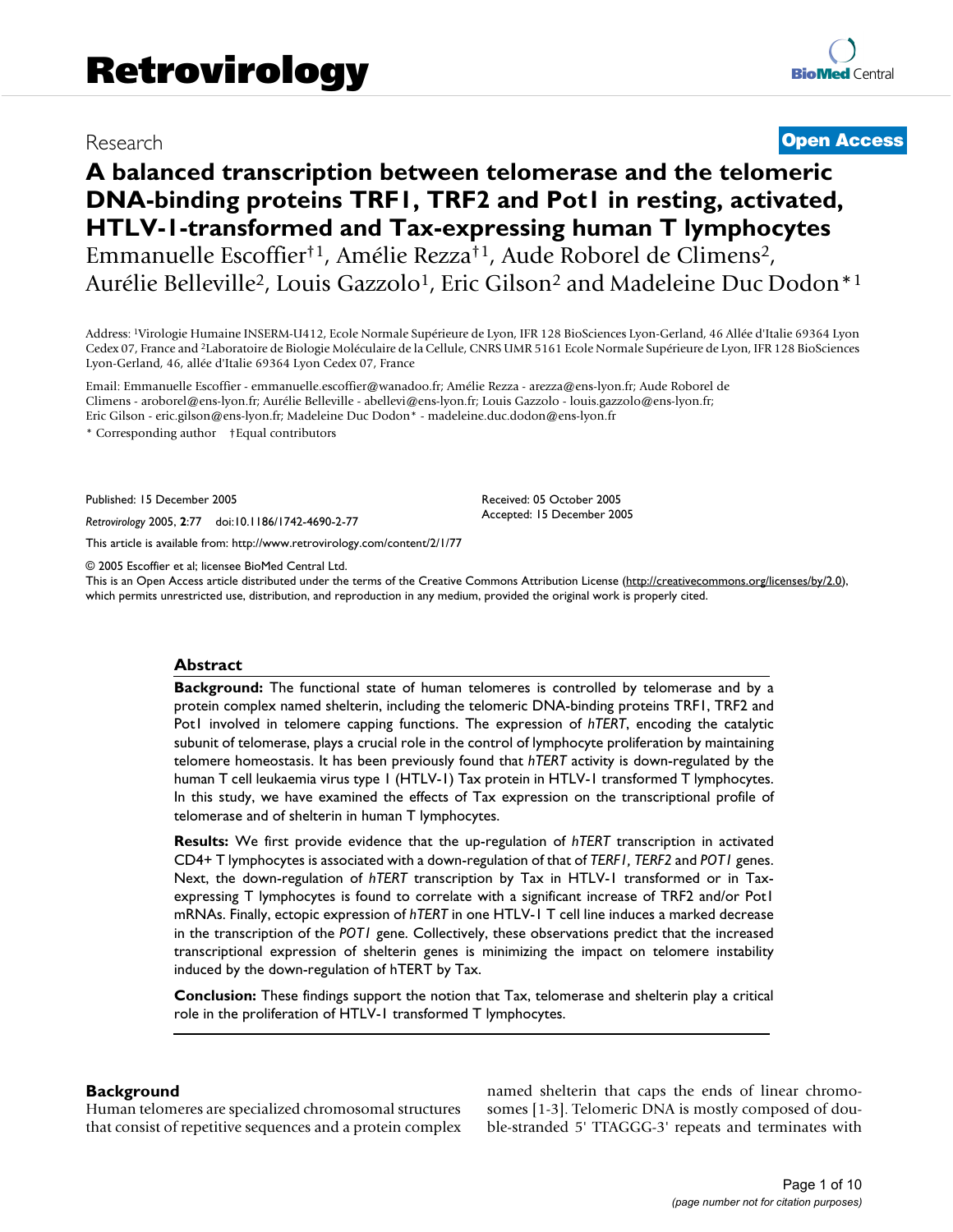# A balanced transcription between telomerase and the telomeric DNA-binding proteins TRF1, TRF2 and Pot1 in resting, activated, HTLV-1-transformed and Tax-expressing human T lymphocytes

Emmanuelle Escoffier†[1], Amélie Rezza†[1], Aude Roborel de Climens[2], Aurélie Belleville[2], Louis Gazzolo[1], Eric Gilson[2] and Madeleine Duc Dodon*[1]

Address: [1]Virologie Humaine INSERM-U412, Ecole Normale Supérieure de Lyon, IFR 128 BioSciences Lyon-Gerland, 46 Allée d'Italie 69364 Lyon Cedex 07, France and [2]Laboratoire de Biologie Moléculaire de la Cellule, CNRS UMR 5161 Ecole Normale Supérieure de Lyon, IFR 128 BioSciences Lyon-Gerland, 46, allée d'Italie 69364 Lyon Cedex 07, France

Email: Emmanuelle Escoffier - emmanuelle.escoffier@wanadoo.fr; Amélie Rezza - arezza@ens-lyon.fr; Aude Roborel de Climens - aroborel@ens-lyon.fr; Aurélie Belleville - abellevi@ens-lyon.fr; Louis Gazzolo - louis.gazzolo@ens-lyon.fr; Eric Gilson - eric.gilson@ens-lyon.fr; Madeleine Duc Dodon* - madeleine.duc.dodon@ens-lyon.fr

\* Corresponding author †Equal contributors

Published: 15 December 2005

*Retrovirology* 2005, **2**:77 doi:10.1186/1742-4690-2-77

Received: 05 October 2005
Accepted: 15 December 2005

This article is available from: http://www.retrovirology.com/content/2/1/77

© 2005 Escoffier et al; licensee BioMed Central Ltd.
This is an Open Access article distributed under the terms of the Creative Commons Attribution License (http://creativecommons.org/licenses/by/2.0), which permits unrestricted use, distribution, and reproduction in any medium, provided the original work is properly cited.

## Abstract

**Background:** The functional state of human telomeres is controlled by telomerase and by a protein complex named shelterin, including the telomeric DNA-binding proteins TRF1, TRF2 and Pot1 involved in telomere capping functions. The expression of *hTERT*, encoding the catalytic subunit of telomerase, plays a crucial role in the control of lymphocyte proliferation by maintaining telomere homeostasis. It has been previously found that *hTERT* activity is down-regulated by the human T cell leukaemia virus type I (HTLV-1) Tax protein in HTLV-1 transformed T lymphocytes. In this study, we have examined the effects of Tax expression on the transcriptional profile of telomerase and of shelterin in human T lymphocytes.

**Results:** We first provide evidence that the up-regulation of *hTERT* transcription in activated CD4+ T lymphocytes is associated with a down-regulation of that of *TERF1*, *TERF2* and *POT1* genes. Next, the down-regulation of *hTERT* transcription by Tax in HTLV-1 transformed or in Tax-expressing T lymphocytes is found to correlate with a significant increase of TRF2 and/or Pot1 mRNAs. Finally, ectopic expression of *hTERT* in one HTLV-1 T cell line induces a marked decrease in the transcription of the *POT1* gene. Collectively, these observations predict that the increased transcriptional expression of shelterin genes is minimizing the impact on telomere instability induced by the down-regulation of hTERT by Tax.

**Conclusion:** These findings support the notion that Tax, telomerase and shelterin play a critical role in the proliferation of HTLV-1 transformed T lymphocytes.

## Background

Human telomeres are specialized chromosomal structures that consist of repetitive sequences and a protein complex named shelterin that caps the ends of linear chromosomes [1-3]. Telomeric DNA is mostly composed of double-stranded 5' TTAGGG-3' repeats and terminates with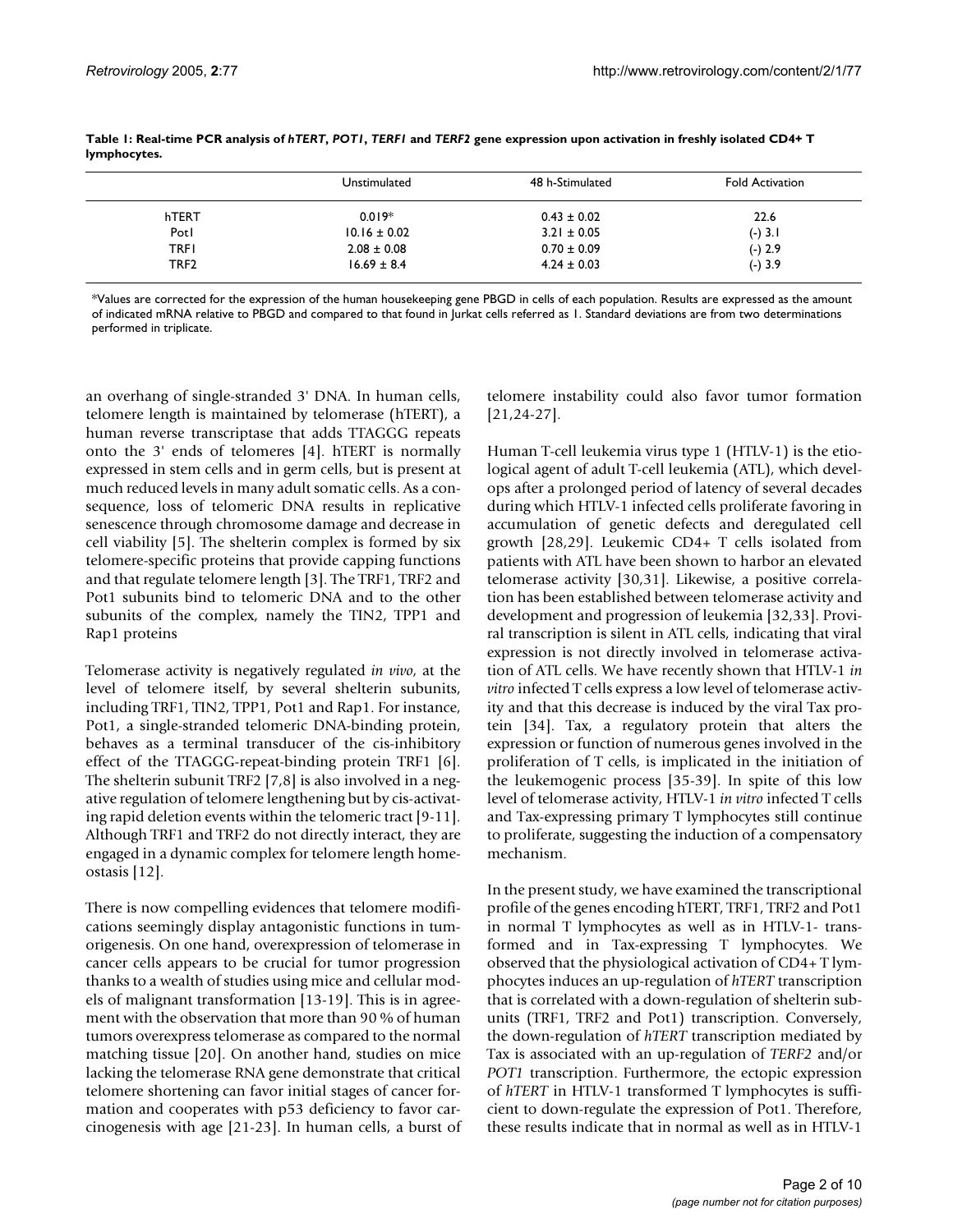**Table 1: Real-time PCR analysis of *hTERT*, *POT1*, *TERF1* and *TERF2* gene expression upon activation in freshly isolated CD4+ T lymphocytes.**

| | Unstimulated | 48 h-Stimulated | Fold Activation |
|---|---|---|---|
| hTERT | 0.019* | 0.43 ± 0.02 | 22.6 |
| Pot1 | 10.16 ± 0.02 | 3.21 ± 0.05 | (-) 3.1 |
| TRF1 | 2.08 ± 0.08 | 0.70 ± 0.09 | (-) 2.9 |
| TRF2 | 16.69 ± 8.4 | 4.24 ± 0.03 | (-) 3.9 |

*Values are corrected for the expression of the human housekeeping gene PBGD in cells of each population. Results are expressed as the amount of indicated mRNA relative to PBGD and compared to that found in Jurkat cells referred as 1. Standard deviations are from two determinations performed in triplicate.

an overhang of single-stranded 3' DNA. In human cells, telomere length is maintained by telomerase (hTERT), a human reverse transcriptase that adds TTAGGG repeats onto the 3' ends of telomeres [4]. hTERT is normally expressed in stem cells and in germ cells, but is present at much reduced levels in many adult somatic cells. As a consequence, loss of telomeric DNA results in replicative senescence through chromosome damage and decrease in cell viability [5]. The shelterin complex is formed by six telomere-specific proteins that provide capping functions and that regulate telomere length [3]. The TRF1, TRF2 and Pot1 subunits bind to telomeric DNA and to the other subunits of the complex, namely the TIN2, TPP1 and Rap1 proteins

Telomerase activity is negatively regulated *in vivo*, at the level of telomere itself, by several shelterin subunits, including TRF1, TIN2, TPP1, Pot1 and Rap1. For instance, Pot1, a single-stranded telomeric DNA-binding protein, behaves as a terminal transducer of the cis-inhibitory effect of the TTAGGG-repeat-binding protein TRF1 [6]. The shelterin subunit TRF2 [7,8] is also involved in a negative regulation of telomere lengthening but by cis-activating rapid deletion events within the telomeric tract [9-11]. Although TRF1 and TRF2 do not directly interact, they are engaged in a dynamic complex for telomere length homeostasis [12].

There is now compelling evidences that telomere modifications seemingly display antagonistic functions in tumorigenesis. On one hand, overexpression of telomerase in cancer cells appears to be crucial for tumor progression thanks to a wealth of studies using mice and cellular models of malignant transformation [13-19]. This is in agreement with the observation that more than 90 % of human tumors overexpress telomerase as compared to the normal matching tissue [20]. On another hand, studies on mice lacking the telomerase RNA gene demonstrate that critical telomere shortening can favor initial stages of cancer formation and cooperates with p53 deficiency to favor carcinogenesis with age [21-23]. In human cells, a burst of telomere instability could also favor tumor formation [21,24-27].

Human T-cell leukemia virus type 1 (HTLV-1) is the etiological agent of adult T-cell leukemia (ATL), which develops after a prolonged period of latency of several decades during which HTLV-1 infected cells proliferate favoring in accumulation of genetic defects and deregulated cell growth [28,29]. Leukemic CD4+ T cells isolated from patients with ATL have been shown to harbor an elevated telomerase activity [30,31]. Likewise, a positive correlation has been established between telomerase activity and development and progression of leukemia [32,33]. Proviral transcription is silent in ATL cells, indicating that viral expression is not directly involved in telomerase activation of ATL cells. We have recently shown that HTLV-1 *in vitro* infected T cells express a low level of telomerase activity and that this decrease is induced by the viral Tax protein [34]. Tax, a regulatory protein that alters the expression or function of numerous genes involved in the proliferation of T cells, is implicated in the initiation of the leukemogenic process [35-39]. In spite of this low level of telomerase activity, HTLV-1 *in vitro* infected T cells and Tax-expressing primary T lymphocytes still continue to proliferate, suggesting the induction of a compensatory mechanism.

In the present study, we have examined the transcriptional profile of the genes encoding hTERT, TRF1, TRF2 and Pot1 in normal T lymphocytes as well as in HTLV-1- transformed and in Tax-expressing T lymphocytes. We observed that the physiological activation of CD4+ T lymphocytes induces an up-regulation of *hTERT* transcription that is correlated with a down-regulation of shelterin subunits (TRF1, TRF2 and Pot1) transcription. Conversely, the down-regulation of *hTERT* transcription mediated by Tax is associated with an up-regulation of *TERF2* and/or *POT1* transcription. Furthermore, the ectopic expression of *hTERT* in HTLV-1 transformed T lymphocytes is sufficient to down-regulate the expression of Pot1. Therefore, these results indicate that in normal as well as in HTLV-1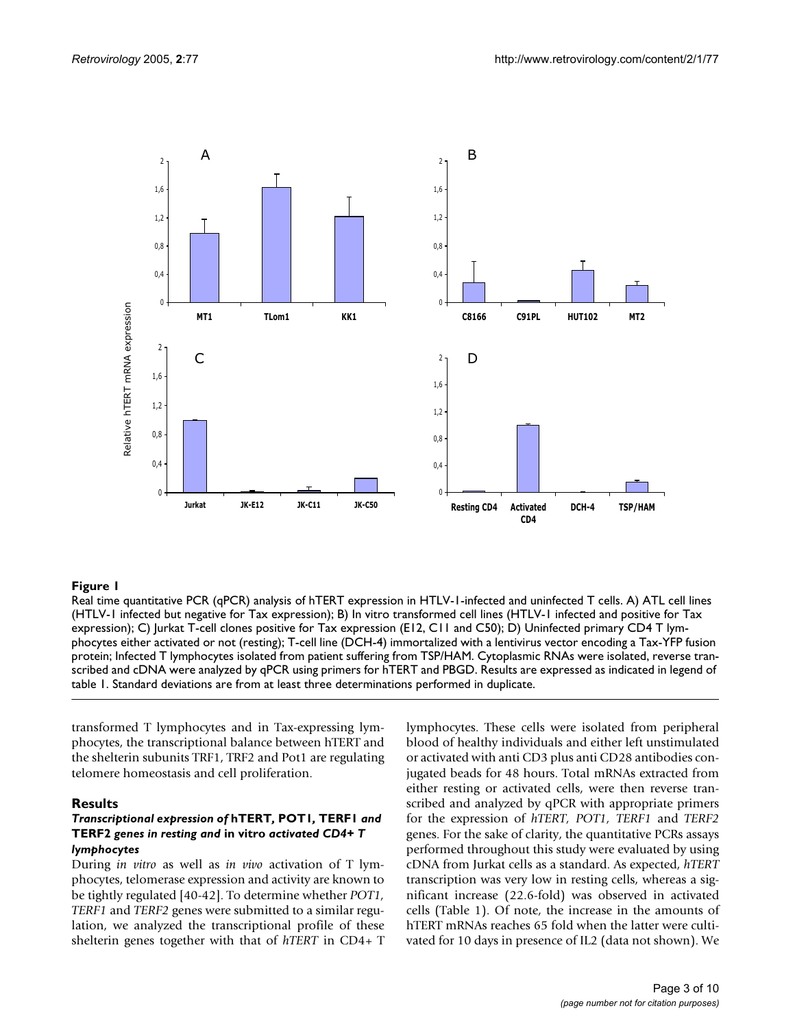**Figure 1**

Real time quantitative PCR (qPCR) analysis of hTERT expression in HTLV-1-infected and uninfected T cells. A) ATL cell lines (HTLV-1 infected but negative for Tax expression); B) In vitro transformed cell lines (HTLV-1 infected and positive for Tax expression); C) Jurkat T-cell clones positive for Tax expression (E12, C11 and C50); D) Uninfected primary CD4 T lymphocytes either activated or not (resting); T-cell line (DCH-4) immortalized with a lentivirus vector encoding a Tax-YFP fusion protein; Infected T lymphocytes isolated from patient suffering from TSP/HAM. Cytoplasmic RNAs were isolated, reverse transcribed and cDNA were analyzed by qPCR using primers for hTERT and PBGD. Results are expressed as indicated in legend of table 1. Standard deviations are from at least three determinations performed in duplicate.

transformed T lymphocytes and in Tax-expressing lymphocytes, the transcriptional balance between hTERT and the shelterin subunits TRF1, TRF2 and Pot1 are regulating telomere homeostasis and cell proliferation.

## Results

### *Transcriptional expression of* hTERT, POT1, TERF1 *and* TERF2 *genes in resting and* in vitro *activated CD4+ T lymphocytes*

During *in vitro* as well as *in vivo* activation of T lymphocytes, telomerase expression and activity are known to be tightly regulated [40-42]. To determine whether *POT1*, *TERF1* and *TERF2* genes were submitted to a similar regulation, we analyzed the transcriptional profile of these shelterin genes together with that of *hTERT* in CD4+ T lymphocytes. These cells were isolated from peripheral blood of healthy individuals and either left unstimulated or activated with anti CD3 plus anti CD28 antibodies conjugated beads for 48 hours. Total mRNAs extracted from either resting or activated cells, were then reverse transcribed and analyzed by qPCR with appropriate primers for the expression of *hTERT*, *POT1*, *TERF1* and *TERF2* genes. For the sake of clarity, the quantitative PCRs assays performed throughout this study were evaluated by using cDNA from Jurkat cells as a standard. As expected, *hTERT* transcription was very low in resting cells, whereas a significant increase (22.6-fold) was observed in activated cells (Table 1). Of note, the increase in the amounts of hTERT mRNAs reaches 65 fold when the latter were cultivated for 10 days in presence of IL2 (data not shown). We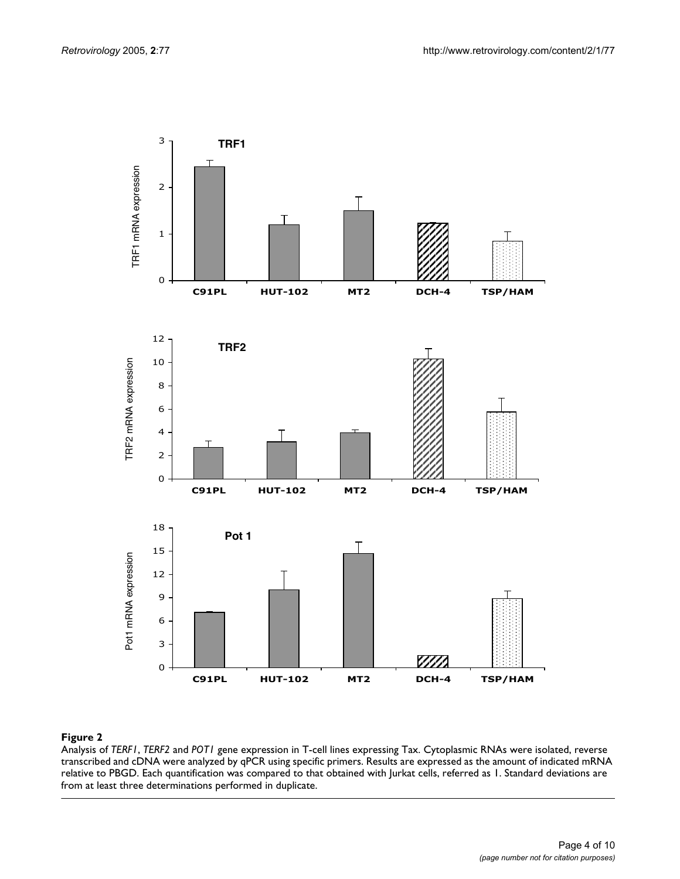**Figure 2**

Analysis of *TERF1*, *TERF2* and *POT1* gene expression in T-cell lines expressing Tax. Cytoplasmic RNAs were isolated, reverse transcribed and cDNA were analyzed by qPCR using specific primers. Results are expressed as the amount of indicated mRNA relative to PBGD. Each quantification was compared to that obtained with Jurkat cells, referred as 1. Standard deviations are from at least three determinations performed in duplicate.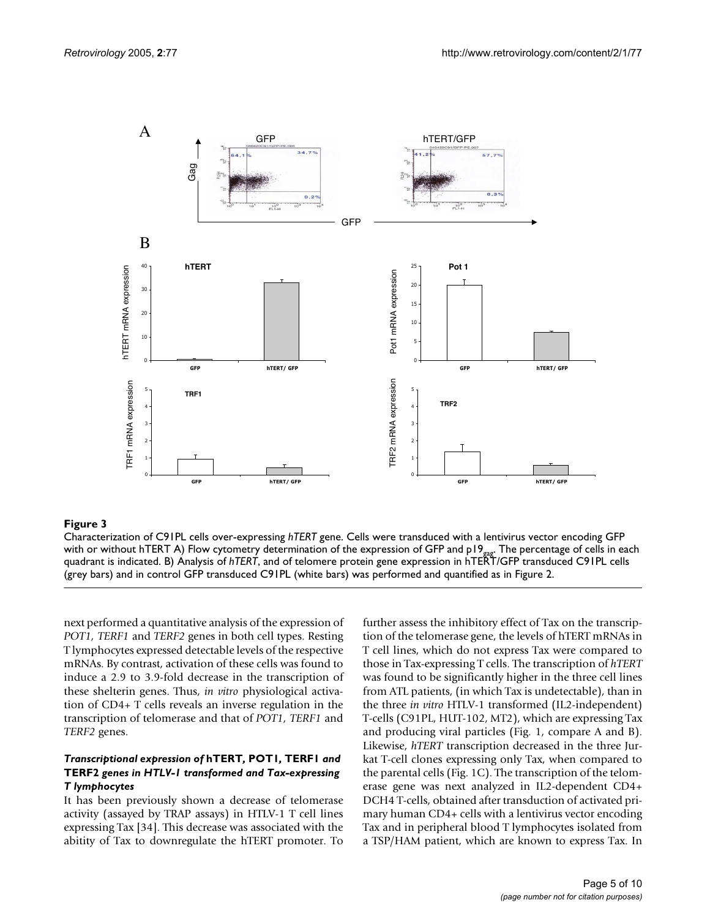**Figure 3**

Characterization of C91PL cells over-expressing *hTERT* gene. Cells were transduced with a lentivirus vector encoding GFP with or without hTERT A) Flow cytometry determination of the expression of GFP and $p19_{gag}$. The percentage of cells in each quadrant is indicated. B) Analysis of *hTERT*, and of telomere protein gene expression in hTERT/GFP transduced C91PL cells (grey bars) and in control GFP transduced C91PL (white bars) was performed and quantified as in Figure 2.

next performed a quantitative analysis of the expression of *POT1*, *TERF1* and *TERF2* genes in both cell types. Resting T lymphocytes expressed detectable levels of the respective mRNAs. By contrast, activation of these cells was found to induce a 2.9 to 3.9-fold decrease in the transcription of these shelterin genes. Thus, *in vitro* physiological activation of CD4+ T cells reveals an inverse regulation in the transcription of telomerase and that of *POT1*, *TERF1* and *TERF2* genes.

### *Transcriptional expression of* hTERT, POT1, TERF1 *and* TERF2 *genes in HTLV-1 transformed and Tax-expressing T lymphocytes*

It has been previously shown a decrease of telomerase activity (assayed by TRAP assays) in HTLV-1 T cell lines expressing Tax [34]. This decrease was associated with the abitity of Tax to downregulate the hTERT promoter. To further assess the inhibitory effect of Tax on the transcription of the telomerase gene, the levels of hTERT mRNAs in T cell lines, which do not express Tax were compared to those in Tax-expressing T cells. The transcription of *hTERT* was found to be significantly higher in the three cell lines from ATL patients, (in which Tax is undetectable), than in the three *in vitro* HTLV-1 transformed (IL2-independent) T-cells (C91PL, HUT-102, MT2), which are expressing Tax and producing viral particles (Fig. 1, compare A and B). Likewise, *hTERT* transcription decreased in the three Jurkat T-cell clones expressing only Tax, when compared to the parental cells (Fig. 1C). The transcription of the telomerase gene was next analyzed in IL2-dependent CD4+ DCH4 T-cells, obtained after transduction of activated primary human CD4+ cells with a lentivirus vector encoding Tax and in peripheral blood T lymphocytes isolated from a TSP/HAM patient, which are known to express Tax. In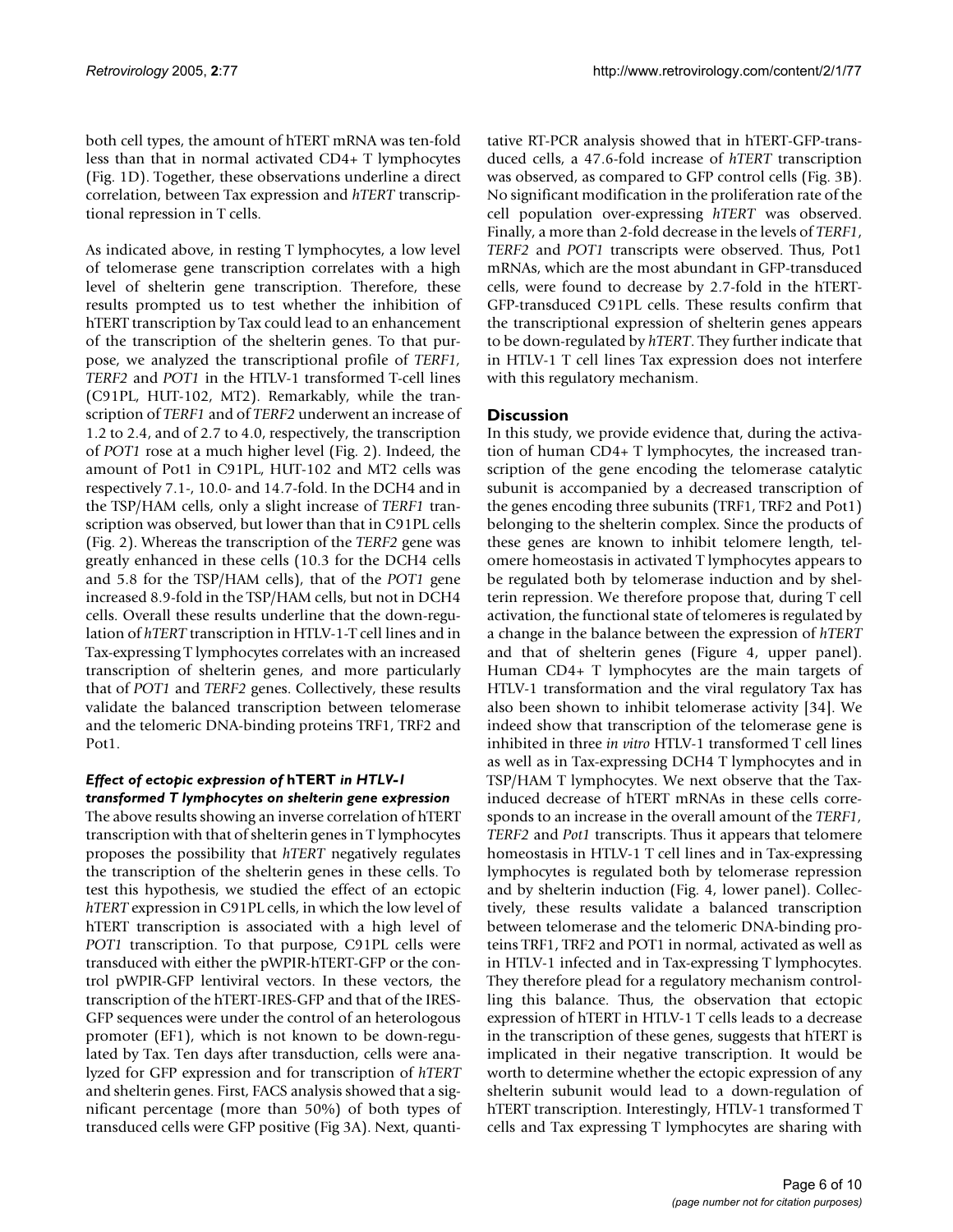both cell types, the amount of hTERT mRNA was ten-fold less than that in normal activated CD4+ T lymphocytes (Fig. 1D). Together, these observations underline a direct correlation, between Tax expression and *hTERT* transcriptional repression in T cells.

As indicated above, in resting T lymphocytes, a low level of telomerase gene transcription correlates with a high level of shelterin gene transcription. Therefore, these results prompted us to test whether the inhibition of hTERT transcription by Tax could lead to an enhancement of the transcription of the shelterin genes. To that purpose, we analyzed the transcriptional profile of *TERF1*, *TERF2* and *POT1* in the HTLV-1 transformed T-cell lines (C91PL, HUT-102, MT2). Remarkably, while the transcription of *TERF1* and of *TERF2* underwent an increase of 1.2 to 2.4, and of 2.7 to 4.0, respectively, the transcription of *POT1* rose at a much higher level (Fig. 2). Indeed, the amount of Pot1 in C91PL, HUT-102 and MT2 cells was respectively 7.1-, 10.0- and 14.7-fold. In the DCH4 and in the TSP/HAM cells, only a slight increase of *TERF1* transcription was observed, but lower than that in C91PL cells (Fig. 2). Whereas the transcription of the *TERF2* gene was greatly enhanced in these cells (10.3 for the DCH4 cells and 5.8 for the TSP/HAM cells), that of the *POT1* gene increased 8.9-fold in the TSP/HAM cells, but not in DCH4 cells. Overall these results underline that the down-regulation of *hTERT* transcription in HTLV-1-T cell lines and in Tax-expressing T lymphocytes correlates with an increased transcription of shelterin genes, and more particularly that of *POT1* and *TERF2* genes. Collectively, these results validate the balanced transcription between telomerase and the telomeric DNA-binding proteins TRF1, TRF2 and Pot1.

### *Effect of ectopic expression of* hTERT *in HTLV-1 transformed T lymphocytes on shelterin gene expression*

The above results showing an inverse correlation of hTERT transcription with that of shelterin genes in T lymphocytes proposes the possibility that *hTERT* negatively regulates the transcription of the shelterin genes in these cells. To test this hypothesis, we studied the effect of an ectopic *hTERT* expression in C91PL cells, in which the low level of hTERT transcription is associated with a high level of *POT1* transcription. To that purpose, C91PL cells were transduced with either the pWPIR-hTERT-GFP or the control pWPIR-GFP lentiviral vectors. In these vectors, the transcription of the hTERT-IRES-GFP and that of the IRES-GFP sequences were under the control of an heterologous promoter (EF1), which is not known to be down-regulated by Tax. Ten days after transduction, cells were analyzed for GFP expression and for transcription of *hTERT* and shelterin genes. First, FACS analysis showed that a significant percentage (more than 50%) of both types of transduced cells were GFP positive (Fig 3A). Next, quantitative RT-PCR analysis showed that in hTERT-GFP-transduced cells, a 47.6-fold increase of *hTERT* transcription was observed, as compared to GFP control cells (Fig. 3B). No significant modification in the proliferation rate of the cell population over-expressing *hTERT* was observed. Finally, a more than 2-fold decrease in the levels of *TERF1*, *TERF2* and *POT1* transcripts were observed. Thus, Pot1 mRNAs, which are the most abundant in GFP-transduced cells, were found to decrease by 2.7-fold in the hTERT-GFP-transduced C91PL cells. These results confirm that the transcriptional expression of shelterin genes appears to be down-regulated by *hTERT*. They further indicate that in HTLV-1 T cell lines Tax expression does not interfere with this regulatory mechanism.

## Discussion

In this study, we provide evidence that, during the activation of human CD4+ T lymphocytes, the increased transcription of the gene encoding the telomerase catalytic subunit is accompanied by a decreased transcription of the genes encoding three subunits (TRF1, TRF2 and Pot1) belonging to the shelterin complex. Since the products of these genes are known to inhibit telomere length, telomere homeostasis in activated T lymphocytes appears to be regulated both by telomerase induction and by shelterin repression. We therefore propose that, during T cell activation, the functional state of telomeres is regulated by a change in the balance between the expression of *hTERT* and that of shelterin genes (Figure 4, upper panel). Human CD4+ T lymphocytes are the main targets of HTLV-1 transformation and the viral regulatory Tax has also been shown to inhibit telomerase activity [34]. We indeed show that transcription of the telomerase gene is inhibited in three *in vitro* HTLV-1 transformed T cell lines as well as in Tax-expressing DCH4 T lymphocytes and in TSP/HAM T lymphocytes. We next observe that the Tax-induced decrease of hTERT mRNAs in these cells corresponds to an increase in the overall amount of the *TERF1*, *TERF2* and *Pot1* transcripts. Thus it appears that telomere homeostasis in HTLV-1 T cell lines and in Tax-expressing lymphocytes is regulated both by telomerase repression and by shelterin induction (Fig. 4, lower panel). Collectively, these results validate a balanced transcription between telomerase and the telomeric DNA-binding proteins TRF1, TRF2 and POT1 in normal, activated as well as in HTLV-1 infected and in Tax-expressing T lymphocytes. They therefore plead for a regulatory mechanism controlling this balance. Thus, the observation that ectopic expression of hTERT in HTLV-1 T cells leads to a decrease in the transcription of these genes, suggests that hTERT is implicated in their negative transcription. It would be worth to determine whether the ectopic expression of any shelterin subunit would lead to a down-regulation of hTERT transcription. Interestingly, HTLV-1 transformed T cells and Tax expressing T lymphocytes are sharing with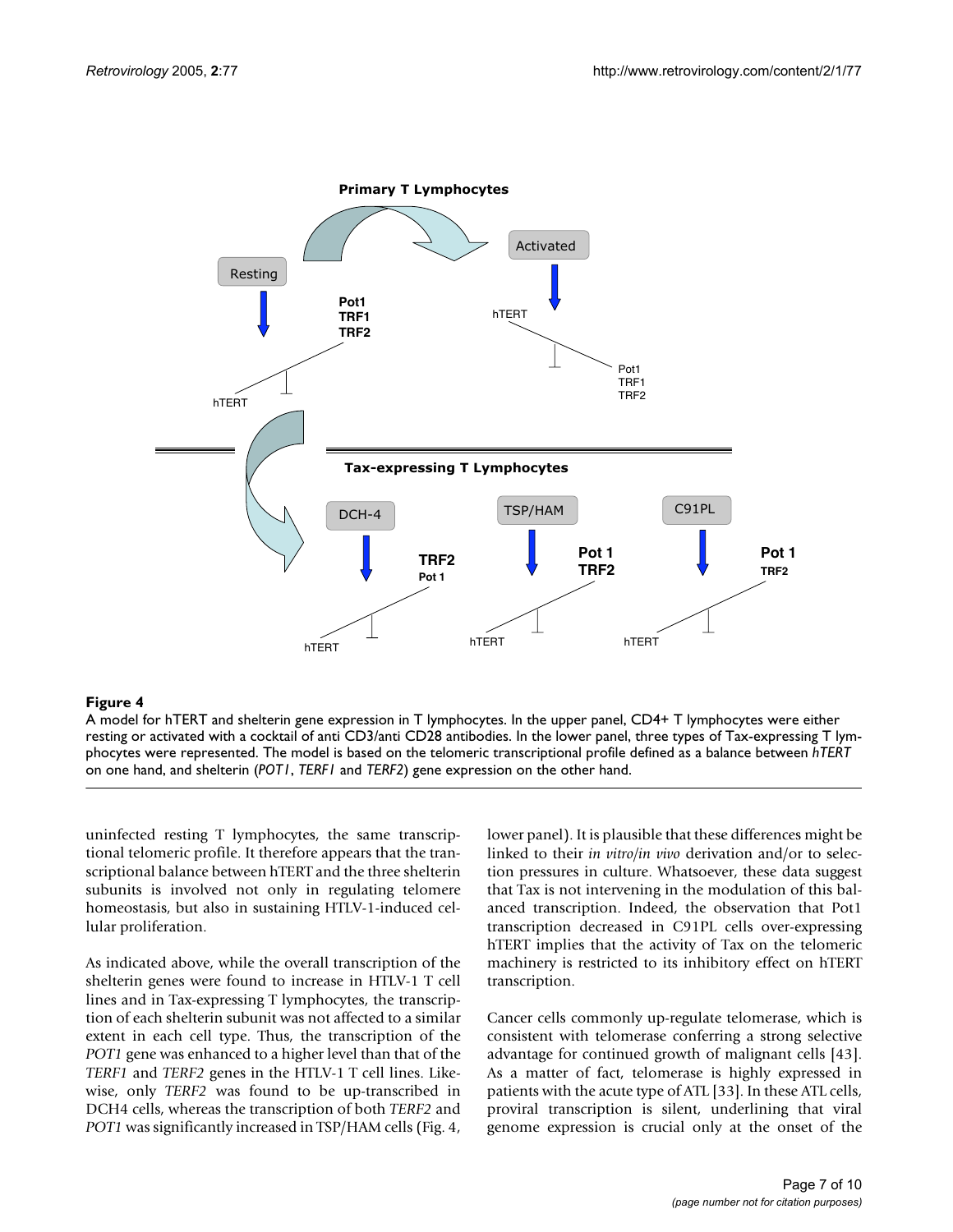**Figure 4**

A model for hTERT and shelterin gene expression in T lymphocytes. In the upper panel, CD4+ T lymphocytes were either resting or activated with a cocktail of anti CD3/anti CD28 antibodies. In the lower panel, three types of Tax-expressing T lymphocytes were represented. The model is based on the telomeric transcriptional profile defined as a balance between *hTERT* on one hand, and shelterin (*POT1*, *TERF1* and *TERF2*) gene expression on the other hand.

uninfected resting T lymphocytes, the same transcriptional telomeric profile. It therefore appears that the transcriptional balance between hTERT and the three shelterin subunits is involved not only in regulating telomere homeostasis, but also in sustaining HTLV-1-induced cellular proliferation.

As indicated above, while the overall transcription of the shelterin genes were found to increase in HTLV-1 T cell lines and in Tax-expressing T lymphocytes, the transcription of each shelterin subunit was not affected to a similar extent in each cell type. Thus, the transcription of the *POT1* gene was enhanced to a higher level than that of the *TERF1* and *TERF2* genes in the HTLV-1 T cell lines. Likewise, only *TERF2* was found to be up-transcribed in DCH4 cells, whereas the transcription of both *TERF2* and *POT1* was significantly increased in TSP/HAM cells (Fig. 4, lower panel). It is plausible that these differences might be linked to their *in vitro*/*in vivo* derivation and/or to selection pressures in culture. Whatsoever, these data suggest that Tax is not intervening in the modulation of this balanced transcription. Indeed, the observation that Pot1 transcription decreased in C91PL cells over-expressing hTERT implies that the activity of Tax on the telomeric machinery is restricted to its inhibitory effect on hTERT transcription.

Cancer cells commonly up-regulate telomerase, which is consistent with telomerase conferring a strong selective advantage for continued growth of malignant cells [43]. As a matter of fact, telomerase is highly expressed in patients with the acute type of ATL [33]. In these ATL cells, proviral transcription is silent, underlining that viral genome expression is crucial only at the onset of the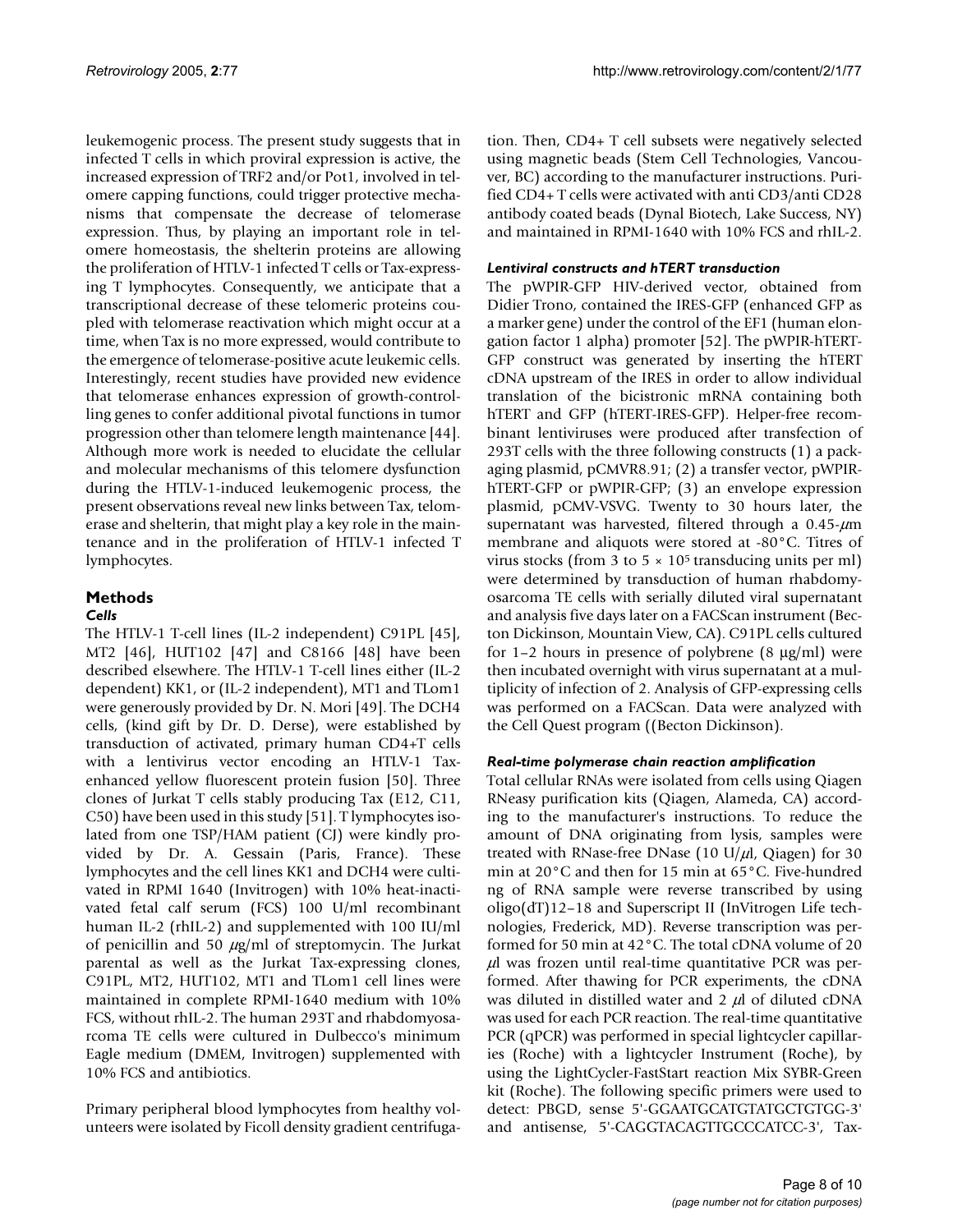leukemogenic process. The present study suggests that in infected T cells in which proviral expression is active, the increased expression of TRF2 and/or Pot1, involved in telomere capping functions, could trigger protective mechanisms that compensate the decrease of telomerase expression. Thus, by playing an important role in telomere homeostasis, the shelterin proteins are allowing the proliferation of HTLV-1 infected T cells or Tax-expressing T lymphocytes. Consequently, we anticipate that a transcriptional decrease of these telomeric proteins coupled with telomerase reactivation which might occur at a time, when Tax is no more expressed, would contribute to the emergence of telomerase-positive acute leukemic cells. Interestingly, recent studies have provided new evidence that telomerase enhances expression of growth-controlling genes to confer additional pivotal functions in tumor progression other than telomere length maintenance [44]. Although more work is needed to elucidate the cellular and molecular mechanisms of this telomere dysfunction during the HTLV-1-induced leukemogenic process, the present observations reveal new links between Tax, telomerase and shelterin, that might play a key role in the maintenance and in the proliferation of HTLV-1 infected T lymphocytes.

## Methods

### *Cells*

The HTLV-1 T-cell lines (IL-2 independent) C91PL [45], MT2 [46], HUT102 [47] and C8166 [48] have been described elsewhere. The HTLV-1 T-cell lines either (IL-2 dependent) KK1, or (IL-2 independent), MT1 and TLom1 were generously provided by Dr. N. Mori [49]. The DCH4 cells, (kind gift by Dr. D. Derse), were established by transduction of activated, primary human CD4+T cells with a lentivirus vector encoding an HTLV-1 Tax-enhanced yellow fluorescent protein fusion [50]. Three clones of Jurkat T cells stably producing Tax (E12, C11, C50) have been used in this study [51]. T lymphocytes isolated from one TSP/HAM patient (CJ) were kindly provided by Dr. A. Gessain (Paris, France). These lymphocytes and the cell lines KK1 and DCH4 were cultivated in RPMI 1640 (Invitrogen) with 10% heat-inactivated fetal calf serum (FCS) 100 U/ml recombinant human IL-2 (rhIL-2) and supplemented with 100 IU/ml of penicillin and 50 $\mu$g/ml of streptomycin. The Jurkat parental as well as the Jurkat Tax-expressing clones, C91PL, MT2, HUT102, MT1 and TLom1 cell lines were maintained in complete RPMI-1640 medium with 10% FCS, without rhIL-2. The human 293T and rhabdomyosarcoma TE cells were cultured in Dulbecco's minimum Eagle medium (DMEM, Invitrogen) supplemented with 10% FCS and antibiotics.

Primary peripheral blood lymphocytes from healthy volunteers were isolated by Ficoll density gradient centrifugation. Then, CD4+ T cell subsets were negatively selected using magnetic beads (Stem Cell Technologies, Vancouver, BC) according to the manufacturer instructions. Purified CD4+ T cells were activated with anti CD3/anti CD28 antibody coated beads (Dynal Biotech, Lake Success, NY) and maintained in RPMI-1640 with 10% FCS and rhIL-2.

### *Lentiviral constructs and hTERT transduction*

The pWPIR-GFP HIV-derived vector, obtained from Didier Trono, contained the IRES-GFP (enhanced GFP as a marker gene) under the control of the EF1 (human elongation factor 1 alpha) promoter [52]. The pWPIR-hTERT-GFP construct was generated by inserting the hTERT cDNA upstream of the IRES in order to allow individual translation of the bicistronic mRNA containing both hTERT and GFP (hTERT-IRES-GFP). Helper-free recombinant lentiviruses were produced after transfection of 293T cells with the three following constructs (1) a packaging plasmid, pCMVR8.91; (2) a transfer vector, pWPIR-hTERT-GFP or pWPIR-GFP; (3) an envelope expression plasmid, pCMV-VSVG. Twenty to 30 hours later, the supernatant was harvested, filtered through a 0.45-$\mu$m membrane and aliquots were stored at -80°C. Titres of virus stocks (from 3 to 5 × $10^5$ transducing units per ml) were determined by transduction of human rhabdomyosarcoma TE cells with serially diluted viral supernatant and analysis five days later on a FACScan instrument (Becton Dickinson, Mountain View, CA). C91PL cells cultured for 1–2 hours in presence of polybrene (8 μg/ml) were then incubated overnight with virus supernatant at a multiplicity of infection of 2. Analysis of GFP-expressing cells was performed on a FACScan. Data were analyzed with the Cell Quest program ((Becton Dickinson).

### *Real-time polymerase chain reaction amplification*

Total cellular RNAs were isolated from cells using Qiagen RNeasy purification kits (Qiagen, Alameda, CA) according to the manufacturer's instructions. To reduce the amount of DNA originating from lysis, samples were treated with RNase-free DNase (10 U/$\mu$l, Qiagen) for 30 min at 20°C and then for 15 min at 65°C. Five-hundred ng of RNA sample were reverse transcribed by using oligo(dT)12–18 and Superscript II (InVitrogen Life technologies, Frederick, MD). Reverse transcription was performed for 50 min at 42°C. The total cDNA volume of 20 $\mu$l was frozen until real-time quantitative PCR was performed. After thawing for PCR experiments, the cDNA was diluted in distilled water and 2 $\mu$l of diluted cDNA was used for each PCR reaction. The real-time quantitative PCR (qPCR) was performed in special lightcycler capillaries (Roche) with a lightcycler Instrument (Roche), by using the LightCycler-FastStart reaction Mix SYBR-Green kit (Roche). The following specific primers were used to detect: PBGD, sense 5'-GGAATGCATGTATGCTGTGG-3' and antisense, 5'-CAGGTACAGTTGCCCATCC-3', Tax-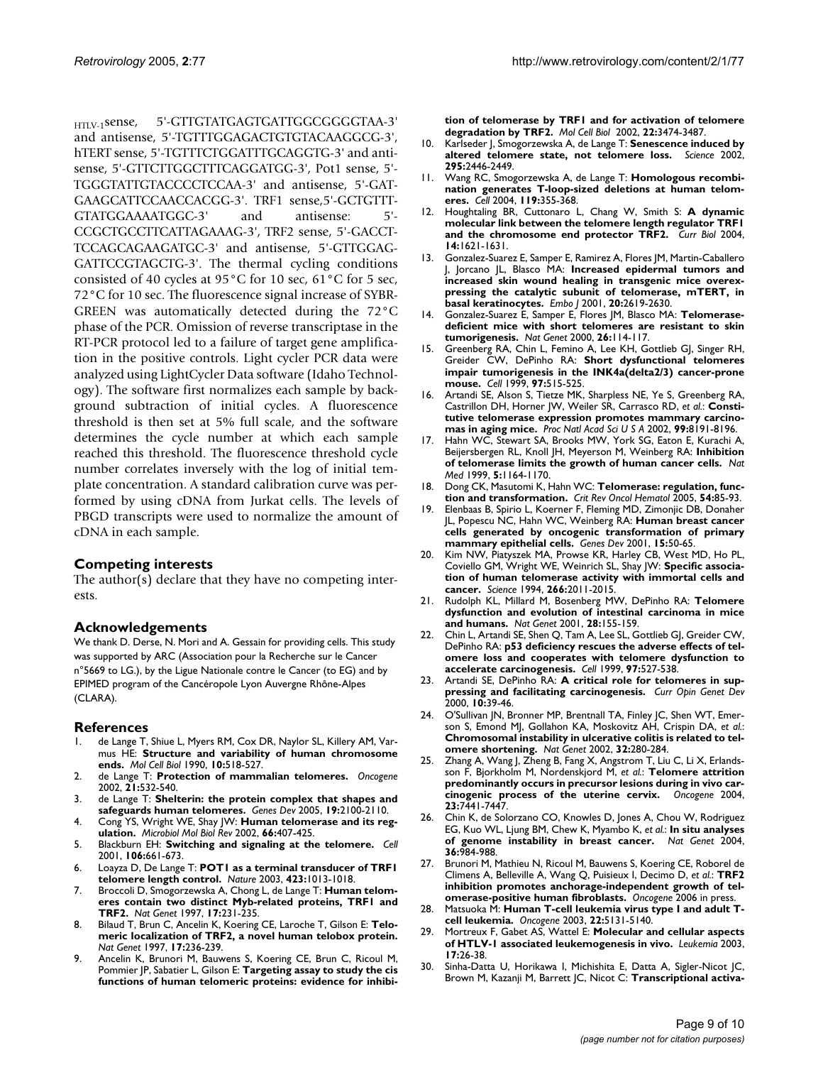$_{HTLV-1}$sense, 5'-GTTGTATGAGTGATTGGCGGGGTAA-3' and antisense, 5'-TGTTTGGAGACTGTGTACAAGGCG-3', hTERT sense, 5'-TGTTTCTGGATTTGCAGGTG-3' and antisense, 5'-GTTCTTGGCTTTCAGGATGG-3', Pot1 sense, 5'-TGGGTATTGTACCCCTCCAA-3' and antisense, 5'-GATGAAGCATTCCAACCACGG-3'. TRF1 sense,5'-GCTGTTTGTATGGAAAATGGC-3' and antisense: 5'-CCGCTGCCTTCATTAGAAAG-3', TRF2 sense, 5'-GACCTTCCAGCAGAAGATGC-3' and antisense, 5'-GTTGGAGGATTCCGTAGCTG-3'. The thermal cycling conditions consisted of 40 cycles at 95°C for 10 sec, 61°C for 5 sec, 72°C for 10 sec. The fluorescence signal increase of SYBR-GREEN was automatically detected during the 72°C phase of the PCR. Omission of reverse transcriptase in the RT-PCR protocol led to a failure of target gene amplification in the positive controls. Light cycler PCR data were analyzed using LightCycler Data software (Idaho Technology). The software first normalizes each sample by background subtraction of initial cycles. A fluorescence threshold is then set at 5% full scale, and the software determines the cycle number at which each sample reached this threshold. The fluorescence threshold cycle number correlates inversely with the log of initial template concentration. A standard calibration curve was performed by using cDNA from Jurkat cells. The levels of PBGD transcripts were used to normalize the amount of cDNA in each sample.

## Competing interests

The author(s) declare that they have no competing interests.

## Acknowledgements

We thank D. Derse, N. Mori and A. Gessain for providing cells. This study was supported by ARC (Association pour la Recherche sur le Cancer n°5669 to LG.), by the Ligue Nationale contre le Cancer (to EG) and by EPIMED program of the Cancéropole Lyon Auvergne Rhône-Alpes (CLARA).

## References

1. de Lange T, Shiue L, Myers RM, Cox DR, Naylor SL, Killery AM, Varmus HE: **Structure and variability of human chromosome ends.** *Mol Cell Biol* 1990, **10:**518-527.
2. de Lange T: **Protection of mammalian telomeres.** *Oncogene* 2002, **21:**532-540.
3. de Lange T: **Shelterin: the protein complex that shapes and safeguards human telomeres.** *Genes Dev* 2005, **19:**2100-2110.
4. Cong YS, Wright WE, Shay JW: **Human telomerase and its regulation.** *Microbiol Mol Biol Rev* 2002, **66:**407-425.
5. Blackburn EH: **Switching and signaling at the telomere.** *Cell* 2001, **106:**661-673.
6. Loayza D, De Lange T: **POT1 as a terminal transducer of TRF1 telomere length control.** *Nature* 2003, **423:**1013-1018.
7. Broccoli D, Smogorzewska A, Chong L, de Lange T: **Human telomeres contain two distinct Myb-related proteins, TRF1 and TRF2.** *Nat Genet* 1997, **17:**231-235.
8. Bilaud T, Brun C, Ancelin K, Koering CE, Laroche T, Gilson E: **Telomeric localization of TRF2, a novel human telobox protein.** *Nat Genet* 1997, **17:**236-239.
9. Ancelin K, Brunori M, Bauwens S, Koering CE, Brun C, Ricoul M, Pommier JP, Sabatier L, Gilson E: **Targeting assay to study the cis functions of human telomeric proteins: evidence for inhibition of telomerase by TRF1 and for activation of telomere degradation by TRF2.** *Mol Cell Biol* 2002, **22:**3474-3487.
10. Karlseder J, Smogorzewska A, de Lange T: **Senescence induced by altered telomere state, not telomere loss.** *Science* 2002, **295:**2446-2449.
11. Wang RC, Smogorzewska A, de Lange T: **Homologous recombination generates T-loop-sized deletions at human telomeres.** *Cell* 2004, **119:**355-368.
12. Houghtaling BR, Cuttonaro L, Chang W, Smith S: **A dynamic molecular link between the telomere length regulator TRF1 and the chromosome end protector TRF2.** *Curr Biol* 2004, **14:**1621-1631.
13. Gonzalez-Suarez E, Samper E, Ramirez A, Flores JM, Martin-Caballero J, Jorcano JL, Blasco MA: **Increased epidermal tumors and increased skin wound healing in transgenic mice overexpressing the catalytic subunit of telomerase, mTERT, in basal keratinocytes.** *Embo J* 2001, **20:**2619-2630.
14. Gonzalez-Suarez E, Samper E, Flores JM, Blasco MA: **Telomerase-deficient mice with short telomeres are resistant to skin tumorigenesis.** *Nat Genet* 2000, **26:**114-117.
15. Greenberg RA, Chin L, Femino A, Lee KH, Gottlieb GJ, Singer RH, Greider CW, DePinho RA: **Short dysfunctional telomeres impair tumorigenesis in the INK4a(delta2/3) cancer-prone mouse.** *Cell* 1999, **97:**515-525.
16. Artandi SE, Alson S, Tietze MK, Sharpless NE, Ye S, Greenberg RA, Castrillon DH, Horner JW, Weiler SR, Carrasco RD, *et al.*: **Constitutive telomerase expression promotes mammary carcinomas in aging mice.** *Proc Natl Acad Sci U S A* 2002, **99:**8191-8196.
17. Hahn WC, Stewart SA, Brooks MW, York SG, Eaton E, Kurachi A, Beijersbergen RL, Knoll JH, Meyerson M, Weinberg RA: **Inhibition of telomerase limits the growth of human cancer cells.** *Nat Med* 1999, **5:**1164-1170.
18. Dong CK, Masutomi K, Hahn WC: **Telomerase: regulation, function and transformation.** *Crit Rev Oncol Hematol* 2005, **54:**85-93.
19. Elenbaas B, Spirio L, Koerner F, Fleming MD, Zimonjic DB, Donaher JL, Popescu NC, Hahn WC, Weinberg RA: **Human breast cancer cells generated by oncogenic transformation of primary mammary epithelial cells.** *Genes Dev* 2001, **15:**50-65.
20. Kim NW, Piatyszek MA, Prowse KR, Harley CB, West MD, Ho PL, Coviello GM, Wright WE, Weinrich SL, Shay JW: **Specific association of human telomerase activity with immortal cells and cancer.** *Science* 1994, **266:**2011-2015.
21. Rudolph KL, Millard M, Bosenberg MW, DePinho RA: **Telomere dysfunction and evolution of intestinal carcinoma in mice and humans.** *Nat Genet* 2001, **28:**155-159.
22. Chin L, Artandi SE, Shen Q, Tam A, Lee SL, Gottlieb GJ, Greider CW, DePinho RA: **p53 deficiency rescues the adverse effects of telomere loss and cooperates with telomere dysfunction to accelerate carcinogenesis.** *Cell* 1999, **97:**527-538.
23. Artandi SE, DePinho RA: **A critical role for telomeres in suppressing and facilitating carcinogenesis.** *Curr Opin Genet Dev* 2000, **10:**39-46.
24. O'Sullivan JN, Bronner MP, Brentnall TA, Finley JC, Shen WT, Emerson S, Emond MJ, Gollahon KA, Moskovitz AH, Crispin DA, *et al.*: **Chromosomal instability in ulcerative colitis is related to telomere shortening.** *Nat Genet* 2002, **32:**280-284.
25. Zhang A, Wang J, Zheng B, Fang X, Angstrom T, Liu C, Li X, Erlandsson F, Bjorkholm M, Nordenskjord M, *et al.*: **Telomere attrition predominantly occurs in precursor lesions during in vivo carcinogenic process of the uterine cervix.** *Oncogene* 2004, **23:**7441-7447.
26. Chin K, de Solorzano CO, Knowles D, Jones A, Chou W, Rodriguez EG, Kuo WL, Ljung BM, Chew K, Myambo K, *et al.*: **In situ analyses of genome instability in breast cancer.** *Nat Genet* 2004, **36:**984-988.
27. Brunori M, Mathieu N, Ricoul M, Bauwens S, Koering CE, Roborel de Climens A, Belleville A, Wang Q, Puisieux I, Decimo D, *et al.*: **TRF2 inhibition promotes anchorage-independent growth of telomerase-positive human fibroblasts.** *Oncogene* 2006 in press.
28. Matsuoka M: **Human T-cell leukemia virus type I and adult T-cell leukemia.** *Oncogene* 2003, **22:**5131-5140.
29. Mortreux F, Gabet AS, Wattel E: **Molecular and cellular aspects of HTLV-1 associated leukemogenesis in vivo.** *Leukemia* 2003, **17:**26-38.
30. Sinha-Datta U, Horikawa I, Michishita E, Datta A, Sigler-Nicot JC, Brown M, Kazanji M, Barrett JC, Nicot C: **Transcriptional activa-**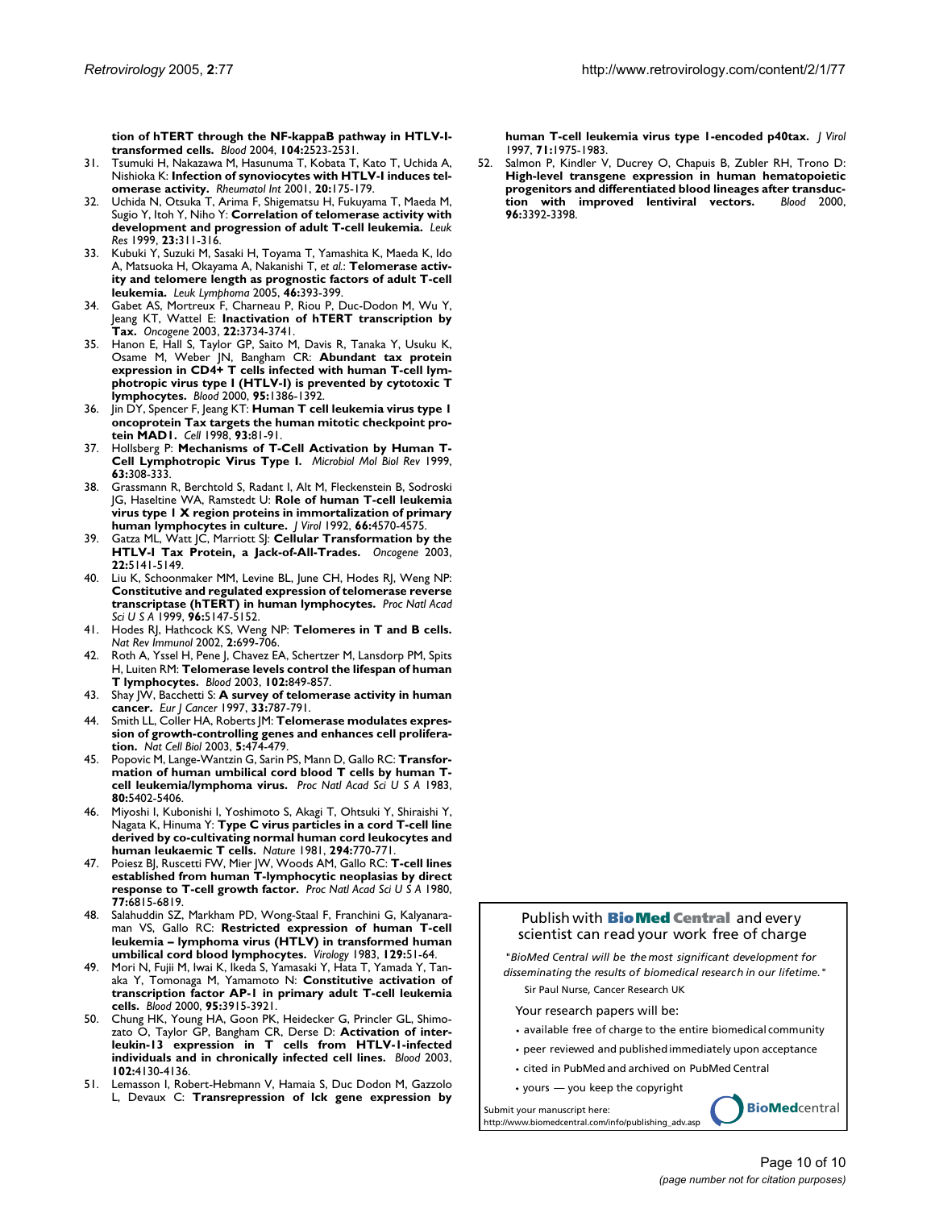tion of hTERT through the NF-kappaB pathway in HTLV-I-transformed cells.** *Blood* 2004, **104:**2523-2531.

31. Tsumuki H, Nakazawa M, Hasunuma T, Kobata T, Kato T, Uchida A, Nishioka K: **Infection of synoviocytes with HTLV-I induces telomerase activity.** *Rheumatol Int* 2001, **20:**175-179.
32. Uchida N, Otsuka T, Arima F, Shigematsu H, Fukuyama T, Maeda M, Sugio Y, Itoh Y, Niho Y: **Correlation of telomerase activity with development and progression of adult T-cell leukemia.** *Leuk Res* 1999, **23:**311-316.
33. Kubuki Y, Suzuki M, Sasaki H, Toyama T, Yamashita K, Maeda K, Ido A, Matsuoka H, Okayama A, Nakanishi T, *et al.*: **Telomerase activity and telomere length as prognostic factors of adult T-cell leukemia.** *Leuk Lymphoma* 2005, **46:**393-399.
34. Gabet AS, Mortreux F, Charneau P, Riou P, Duc-Dodon M, Wu Y, Jeang KT, Wattel E: **Inactivation of hTERT transcription by Tax.** *Oncogene* 2003, **22:**3734-3741.
35. Hanon E, Hall S, Taylor GP, Saito M, Davis R, Tanaka Y, Usuku K, Osame M, Weber JN, Bangham CR: **Abundant tax protein expression in CD4+ T cells infected with human T-cell lymphotropic virus type I (HTLV-I) is prevented by cytotoxic T lymphocytes.** *Blood* 2000, **95:**1386-1392.
36. Jin DY, Spencer F, Jeang KT: **Human T cell leukemia virus type 1 oncoprotein Tax targets the human mitotic checkpoint protein MAD1.** *Cell* 1998, **93:**81-91.
37. Hollsberg P: **Mechanisms of T-Cell Activation by Human T-Cell Lymphotropic Virus Type I.** *Microbiol Mol Biol Rev* 1999, **63:**308-333.
38. Grassmann R, Berchtold S, Radant I, Alt M, Fleckenstein B, Sodroski JG, Haseltine WA, Ramstedt U: **Role of human T-cell leukemia virus type 1 X region proteins in immortalization of primary human lymphocytes in culture.** *J Virol* 1992, **66:**4570-4575.
39. Gatza ML, Watt JC, Marriott SJ: **Cellular Transformation by the HTLV-I Tax Protein, a Jack-of-All-Trades.** *Oncogene* 2003, **22:**5141-5149.
40. Liu K, Schoonmaker MM, Levine BL, June CH, Hodes RJ, Weng NP: **Constitutive and regulated expression of telomerase reverse transcriptase (hTERT) in human lymphocytes.** *Proc Natl Acad Sci U S A* 1999, **96:**5147-5152.
41. Hodes RJ, Hathcock KS, Weng NP: **Telomeres in T and B cells.** *Nat Rev Immunol* 2002, **2:**699-706.
42. Roth A, Yssel H, Pene J, Chavez EA, Schertzer M, Lansdorp PM, Spits H, Luiten RM: **Telomerase levels control the lifespan of human T lymphocytes.** *Blood* 2003, **102:**849-857.
43. Shay JW, Bacchetti S: **A survey of telomerase activity in human cancer.** *Eur J Cancer* 1997, **33:**787-791.
44. Smith LL, Coller HA, Roberts JM: **Telomerase modulates expression of growth-controlling genes and enhances cell proliferation.** *Nat Cell Biol* 2003, **5:**474-479.
45. Popovic M, Lange-Wantzin G, Sarin PS, Mann D, Gallo RC: **Transformation of human umbilical cord blood T cells by human T-cell leukemia/lymphoma virus.** *Proc Natl Acad Sci U S A* 1983, **80:**5402-5406.
46. Miyoshi I, Kubonishi I, Yoshimoto S, Akagi T, Ohtsuki Y, Shiraishi Y, Nagata K, Hinuma Y: **Type C virus particles in a cord T-cell line derived by co-cultivating normal human cord leukocytes and human leukaemic T cells.** *Nature* 1981, **294:**770-771.
47. Poiesz BJ, Ruscetti FW, Mier JW, Woods AM, Gallo RC: **T-cell lines established from human T-lymphocytic neoplasias by direct response to T-cell growth factor.** *Proc Natl Acad Sci U S A* 1980, **77:**6815-6819.
48. Salahuddin SZ, Markham PD, Wong-Staal F, Franchini G, Kalyanaraman VS, Gallo RC: **Restricted expression of human T-cell leukemia – lymphoma virus (HTLV) in transformed human umbilical cord blood lymphocytes.** *Virology* 1983, **129:**51-64.
49. Mori N, Fujii M, Iwai K, Ikeda S, Yamasaki Y, Hata T, Yamada Y, Tanaka Y, Tomonaga M, Yamamoto N: **Constitutive activation of transcription factor AP-1 in primary adult T-cell leukemia cells.** *Blood* 2000, **95:**3915-3921.
50. Chung HK, Young HA, Goon PK, Heidecker G, Princler GL, Shimozato O, Taylor GP, Bangham CR, Derse D: **Activation of interleukin-13 expression in T cells from HTLV-1-infected individuals and in chronically infected cell lines.** *Blood* 2003, **102:**4130-4136.
51. Lemasson I, Robert-Hebmann V, Hamaia S, Duc Dodon M, Gazzolo L, Devaux C: **Transrepression of lck gene expression by human T-cell leukemia virus type 1-encoded p40tax.** *J Virol* 1997, **71:**1975-1983.
52. Salmon P, Kindler V, Ducrey O, Chapuis B, Zubler RH, Trono D: **High-level transgene expression in human hematopoietic progenitors and differentiated blood lineages after transduction with improved lentiviral vectors.** *Blood* 2000, **96:**3392-3398.

Publish with **BioMed Central** and every scientist can read your work free of charge

*"BioMed Central will be the most significant development for disseminating the results of biomedical research in our lifetime."*
Sir Paul Nurse, Cancer Research UK

Your research papers will be:

- available free of charge to the entire biomedical community
- peer reviewed and published immediately upon acceptance
- cited in PubMed and archived on PubMed Central
- yours — you keep the copyright

Submit your manuscript here:
http://www.biomedcentral.com/info/publishing_adv.asp

BioMedcentral